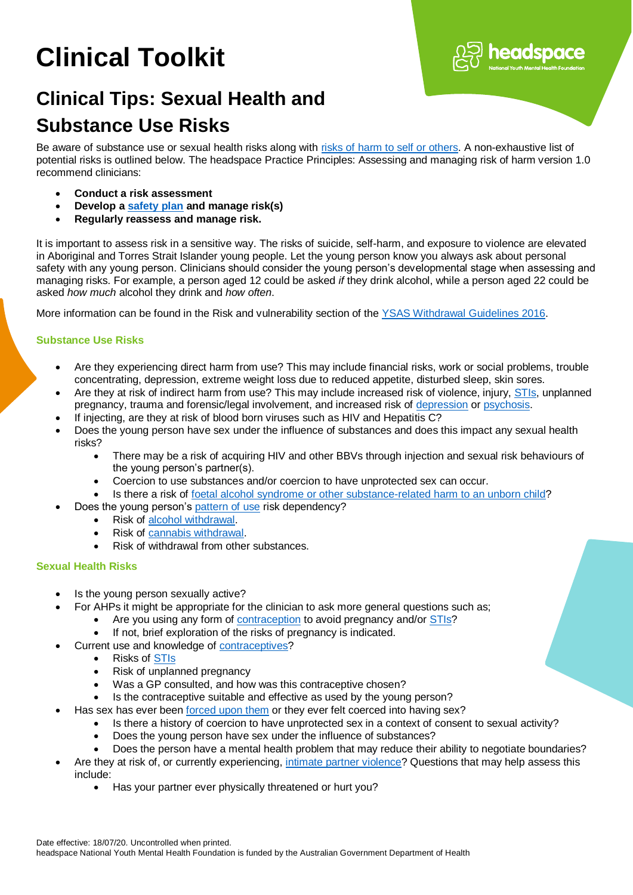# Clinical Toolkit

## Clinical Tips: Sexual Health and Substance Use Risks

Be aware of substance use or sexual health risks along with risks of harm to self or others. A non-exhaustive list of potential risks is outlined below. The headspace Practice Principles: Assessing and managing risk of harm version 1.0 recommend clinicians:

- **Conduct a risk assessment**
- **Develop a safety plan and manage risk(s)**
- **Regularly reassess and manage risk.**

It is important to assess risk in a sensitive way. The risks of suicide, self-harm, and exposure to violence are elevated in Aboriginal and Torres Strait Islander young people. Let the young person know you always ask about personal safety with any young person. Clinicians should consider the young person's developmental stage when assessing and managing risks. For example, a person aged 12 could be asked *if* they drink alcohol, while a person aged 22 could be asked *how much* alcohol they drink and *how often*.

More information can be found in the Risk and vulnerability section of the YSAS Withdrawal Guidelines 2016.

### Substance Use Risks

- Are they experiencing direct harm from use? This may include financial risks, work or social problems, trouble concentrating, depression, extreme weight loss due to reduced appetite, disturbed sleep, skin sores.
- Are they at risk of indirect harm from use? This may include increased risk of violence, injury, STIs, unplanned pregnancy, trauma and forensic/legal involvement, and increased risk of depression or psychosis.
- If injecting, are they at risk of blood born viruses such as HIV and Hepatitis C?
- Does the young person have sex under the influence of substances and does this impact any sexual health risks?
  - There may be a risk of acquiring HIV and other BBVs through injection and sexual risk behaviours of the young person's partner(s).
  - Coercion to use substances and/or coercion to have unprotected sex can occur.
  - Is there a risk of foetal alcohol syndrome or other substance-related harm to an unborn child?
- Does the young person's pattern of use risk dependency?
  - Risk of alcohol withdrawal.
  - Risk of cannabis withdrawal.
  - Risk of withdrawal from other substances.

### Sexual Health Risks

- Is the young person sexually active?
- For AHPs it might be appropriate for the clinician to ask more general questions such as;
  - Are you using any form of contraception to avoid pregnancy and/or STIs?
  - If not, brief exploration of the risks of pregnancy is indicated.
- Current use and knowledge of contraceptives?
  - Risks of STIs
  - Risk of unplanned pregnancy
  - Was a GP consulted, and how was this contraceptive chosen?
  - Is the contraceptive suitable and effective as used by the young person?
- Has sex has ever been forced upon them or they ever felt coerced into having sex?
  - Is there a history of coercion to have unprotected sex in a context of consent to sexual activity?
  - Does the young person have sex under the influence of substances?
  - Does the person have a mental health problem that may reduce their ability to negotiate boundaries?
- Are they at risk of, or currently experiencing, intimate partner violence? Questions that may help assess this include:
  - Has your partner ever physically threatened or hurt you?

Date effective: 18/07/20. Uncontrolled when printed.
headspace National Youth Mental Health Foundation is funded by the Australian Government Department of Health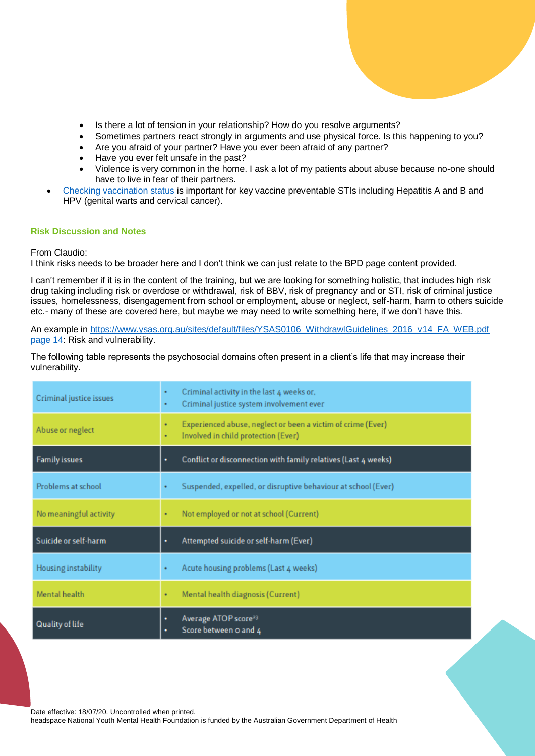- Is there a lot of tension in your relationship? How do you resolve arguments?
    - Sometimes partners react strongly in arguments and use physical force. Is this happening to you?
    - Are you afraid of your partner? Have you ever been afraid of any partner?
    - Have you ever felt unsafe in the past?
    - Violence is very common in the home. I ask a lot of my patients about abuse because no-one should have to live in fear of their partners.
- [Checking vaccination status](Checking vaccination status) is important for key vaccine preventable STIs including Hepatitis A and B and HPV (genital warts and cervical cancer).

### Risk Discussion and Notes

From Claudio:
I think risks needs to be broader here and I don't think we can just relate to the BPD page content provided.

I can't remember if it is in the content of the training, but we are looking for something holistic, that includes high risk drug taking including risk or overdose or withdrawal, risk of BBV, risk of pregnancy and or STI, risk of criminal justice issues, homelessness, disengagement from school or employment, abuse or neglect, self-harm, harm to others suicide etc.- many of these are covered here, but maybe we may need to write something here, if we don't have this.

An example in [https://www.ysas.org.au/sites/default/files/YSAS0106_WithdrawlGuidelines_2016_v14_FA_WEB.pdf page 14](https://www.ysas.org.au/sites/default/files/YSAS0106_WithdrawlGuidelines_2016_v14_FA_WEB.pdf): Risk and vulnerability.

The following table represents the psychosocial domains often present in a client's life that may increase their vulnerability.

| | |
|---|---|
| Criminal justice issues | • Criminal activity in the last 4 weeks or,<br>• Criminal justice system involvement ever |
| Abuse or neglect | • Experienced abuse, neglect or been a victim of crime (Ever)<br>• Involved in child protection (Ever) |
| Family issues | • Conflict or disconnection with family relatives (Last 4 weeks) |
| Problems at school | • Suspended, expelled, or disruptive behaviour at school (Ever) |
| No meaningful activity | • Not employed or not at school (Current) |
| Suicide or self-harm | • Attempted suicide or self-harm (Ever) |
| Housing instability | • Acute housing problems (Last 4 weeks) |
| Mental health | • Mental health diagnosis (Current) |
| Quality of life | • Average ATOP score[23]<br>• Score between 0 and 4 |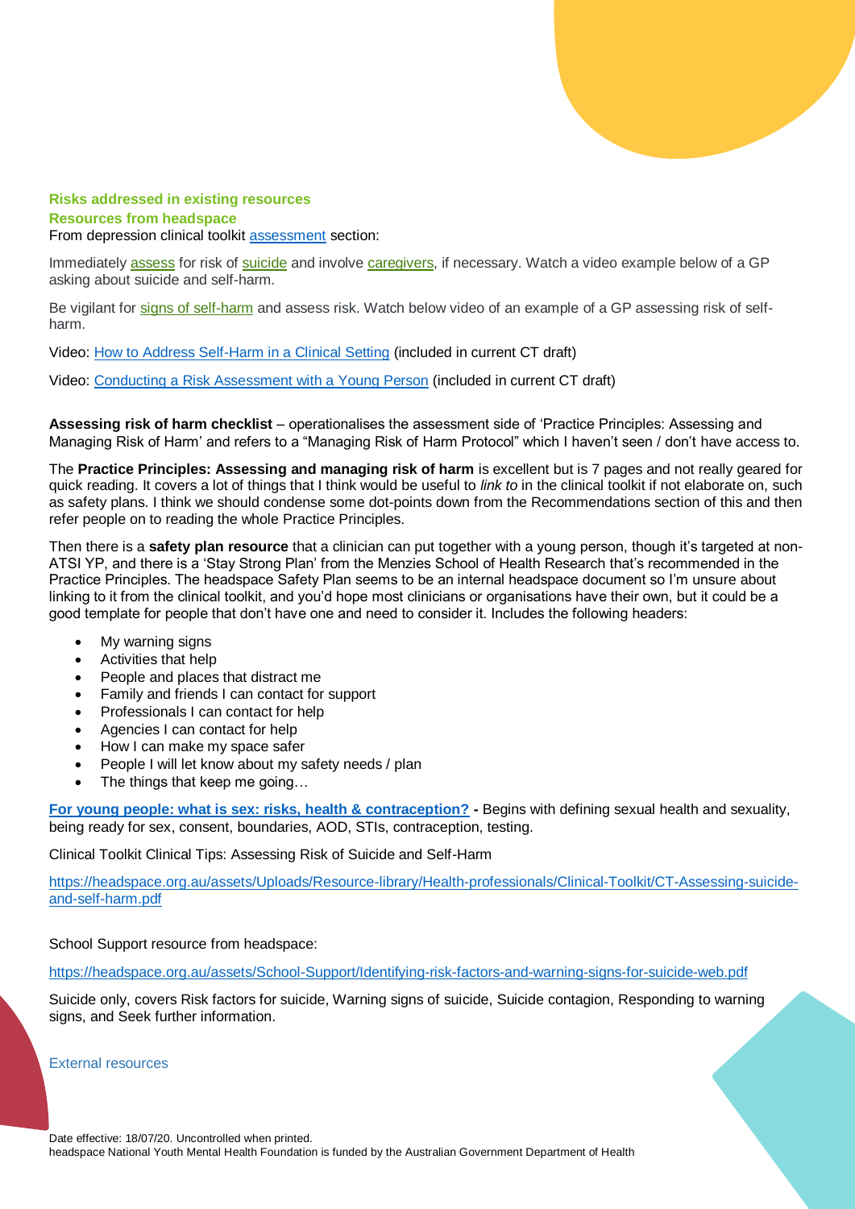### Risks addressed in existing resources

### Resources from headspace

From depression clinical toolkit assessment section:

Immediately assess for risk of suicide and involve caregivers, if necessary. Watch a video example below of a GP asking about suicide and self-harm.

Be vigilant for signs of self-harm and assess risk. Watch below video of an example of a GP assessing risk of self-harm.

Video: How to Address Self-Harm in a Clinical Setting (included in current CT draft)

Video: Conducting a Risk Assessment with a Young Person (included in current CT draft)

**Assessing risk of harm checklist** – operationalises the assessment side of 'Practice Principles: Assessing and Managing Risk of Harm' and refers to a "Managing Risk of Harm Protocol" which I haven't seen / don't have access to.

The **Practice Principles: Assessing and managing risk of harm** is excellent but is 7 pages and not really geared for quick reading. It covers a lot of things that I think would be useful to *link to* in the clinical toolkit if not elaborate on, such as safety plans. I think we should condense some dot-points down from the Recommendations section of this and then refer people on to reading the whole Practice Principles.

Then there is a **safety plan resource** that a clinician can put together with a young person, though it's targeted at non-ATSI YP, and there is a 'Stay Strong Plan' from the Menzies School of Health Research that's recommended in the Practice Principles. The headspace Safety Plan seems to be an internal headspace document so I'm unsure about linking to it from the clinical toolkit, and you'd hope most clinicians or organisations have their own, but it could be a good template for people that don't have one and need to consider it. Includes the following headers:

- My warning signs
- Activities that help
- People and places that distract me
- Family and friends I can contact for support
- Professionals I can contact for help
- Agencies I can contact for help
- How I can make my space safer
- People I will let know about my safety needs / plan
- The things that keep me going…

**For young people: what is sex: risks, health & contraception? -** Begins with defining sexual health and sexuality, being ready for sex, consent, boundaries, AOD, STIs, contraception, testing.

Clinical Toolkit Clinical Tips: Assessing Risk of Suicide and Self-Harm

https://headspace.org.au/assets/Uploads/Resource-library/Health-professionals/Clinical-Toolkit/CT-Assessing-suicide-and-self-harm.pdf

School Support resource from headspace:

https://headspace.org.au/assets/School-Support/Identifying-risk-factors-and-warning-signs-for-suicide-web.pdf

Suicide only, covers Risk factors for suicide, Warning signs of suicide, Suicide contagion, Responding to warning signs, and Seek further information.

### External resources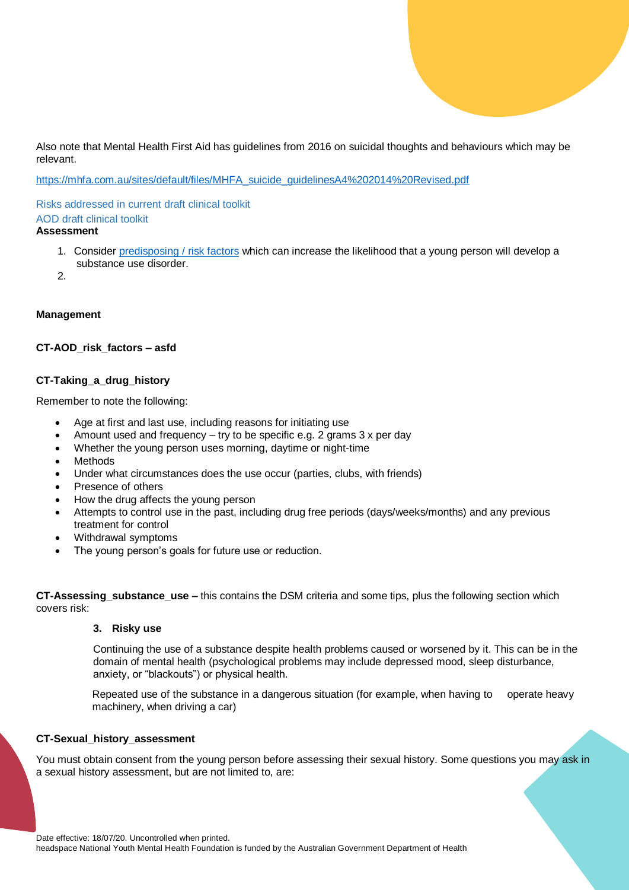Also note that Mental Health First Aid has guidelines from 2016 on suicidal thoughts and behaviours which may be relevant.

https://mhfa.com.au/sites/default/files/MHFA_suicide_guidelinesA4%202014%20Revised.pdf

Risks addressed in current draft clinical toolkit

AOD draft clinical toolkit

**Assessment**

1. Consider predisposing / risk factors which can increase the likelihood that a young person will develop a substance use disorder.
2. 

**Management**

**CT-AOD_risk_factors – asfd**

**CT-Taking_a_drug_history**

Remember to note the following:

- Age at first and last use, including reasons for initiating use
- Amount used and frequency – try to be specific e.g. 2 grams 3 x per day
- Whether the young person uses morning, daytime or night-time
- Methods
- Under what circumstances does the use occur (parties, clubs, with friends)
- Presence of others
- How the drug affects the young person
- Attempts to control use in the past, including drug free periods (days/weeks/months) and any previous treatment for control
- Withdrawal symptoms
- The young person's goals for future use or reduction.

**CT-Assessing_substance_use –** this contains the DSM criteria and some tips, plus the following section which covers risk:

> **3. Risky use**
>
> Continuing the use of a substance despite health problems caused or worsened by it. This can be in the domain of mental health (psychological problems may include depressed mood, sleep disturbance, anxiety, or "blackouts") or physical health.
>
> Repeated use of the substance in a dangerous situation (for example, when having to operate heavy machinery, when driving a car)

**CT-Sexual_history_assessment**

You must obtain consent from the young person before assessing their sexual history. Some questions you may ask in a sexual history assessment, but are not limited to, are: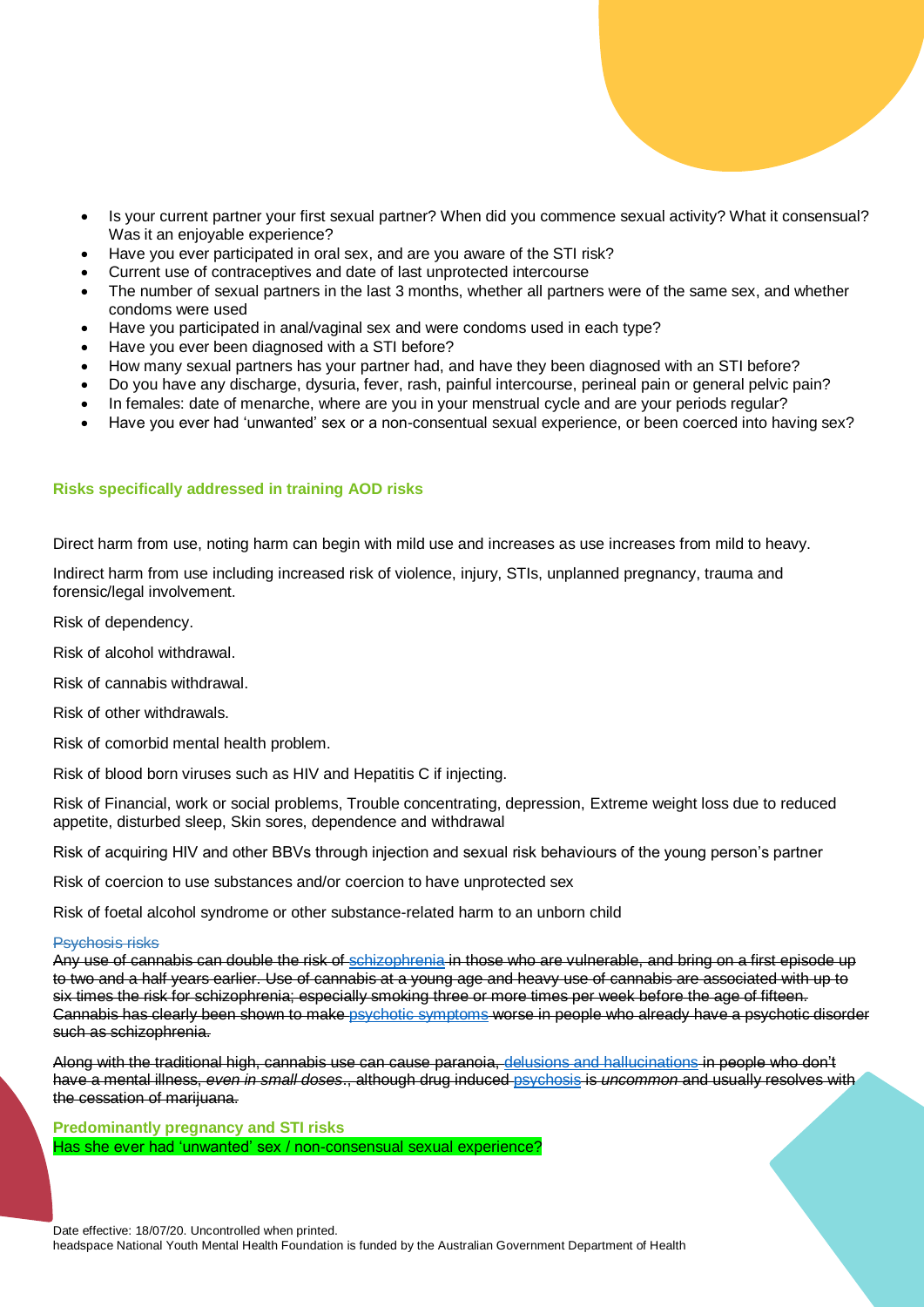- Is your current partner your first sexual partner? When did you commence sexual activity? What it consensual? Was it an enjoyable experience?
- Have you ever participated in oral sex, and are you aware of the STI risk?
- Current use of contraceptives and date of last unprotected intercourse
- The number of sexual partners in the last 3 months, whether all partners were of the same sex, and whether condoms were used
- Have you participated in anal/vaginal sex and were condoms used in each type?
- Have you ever been diagnosed with a STI before?
- How many sexual partners has your partner had, and have they been diagnosed with an STI before?
- Do you have any discharge, dysuria, fever, rash, painful intercourse, perineal pain or general pelvic pain?
- In females: date of menarche, where are you in your menstrual cycle and are your periods regular?
- Have you ever had 'unwanted' sex or a non-consentual sexual experience, or been coerced into having sex?

### Risks specifically addressed in training AOD risks

Direct harm from use, noting harm can begin with mild use and increases as use increases from mild to heavy.

Indirect harm from use including increased risk of violence, injury, STIs, unplanned pregnancy, trauma and forensic/legal involvement.

Risk of dependency.

Risk of alcohol withdrawal.

Risk of cannabis withdrawal.

Risk of other withdrawals.

Risk of comorbid mental health problem.

Risk of blood born viruses such as HIV and Hepatitis C if injecting.

Risk of Financial, work or social problems, Trouble concentrating, depression, Extreme weight loss due to reduced appetite, disturbed sleep, Skin sores, dependence and withdrawal

Risk of acquiring HIV and other BBVs through injection and sexual risk behaviours of the young person's partner

Risk of coercion to use substances and/or coercion to have unprotected sex

Risk of foetal alcohol syndrome or other substance-related harm to an unborn child

~~Psychosis risks~~
~~Any use of cannabis can double the risk of schizophrenia in those who are vulnerable, and bring on a first episode up to two and a half years earlier. Use of cannabis at a young age and heavy use of cannabis are associated with up to six times the risk for schizophrenia; especially smoking three or more times per week before the age of fifteen. Cannabis has clearly been shown to make psychotic symptoms worse in people who already have a psychotic disorder such as schizophrenia.~~

~~Along with the traditional high, cannabis use can cause paranoia, delusions and hallucinations in people who don't have a mental illness, *even in small doses*., although drug induced psychosis is *uncommon* and usually resolves with the cessation of marijuana.~~

### Predominantly pregnancy and STI risks

Has she ever had 'unwanted' sex / non-consensual sexual experience?

Date effective: 18/07/20. Uncontrolled when printed.
headspace National Youth Mental Health Foundation is funded by the Australian Government Department of Health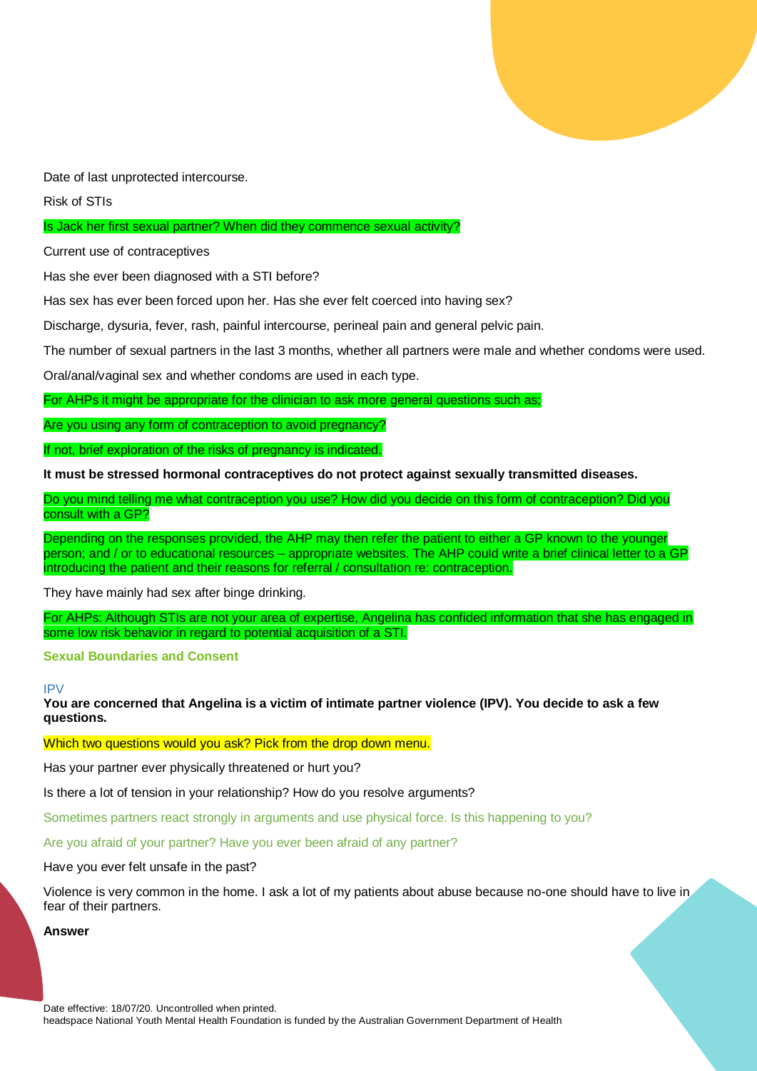Date of last unprotected intercourse.

Risk of STIs

Is Jack her first sexual partner? When did they commence sexual activity?

Current use of contraceptives

Has she ever been diagnosed with a STI before?

Has sex has ever been forced upon her. Has she ever felt coerced into having sex?

Discharge, dysuria, fever, rash, painful intercourse, perineal pain and general pelvic pain.

The number of sexual partners in the last 3 months, whether all partners were male and whether condoms were used.

Oral/anal/vaginal sex and whether condoms are used in each type.

For AHPs it might be appropriate for the clinician to ask more general questions such as;

Are you using any form of contraception to avoid pregnancy?

If not, brief exploration of the risks of pregnancy is indicated.

**It must be stressed hormonal contraceptives do not protect against sexually transmitted diseases.**

Do you mind telling me what contraception you use? How did you decide on this form of contraception? Did you consult with a GP?

Depending on the responses provided, the AHP may then refer the patient to either a GP known to the younger person; and / or to educational resources – appropriate websites. The AHP could write a brief clinical letter to a GP introducing the patient and their reasons for referral / consultation re: contraception.

They have mainly had sex after binge drinking.

For AHPs: Although STIs are not your area of expertise, Angelina has confided information that she has engaged in some low risk behavior in regard to potential acquisition of a STI.

### Sexual Boundaries and Consent

#### IPV

**You are concerned that Angelina is a victim of intimate partner violence (IPV). You decide to ask a few questions.**

Which two questions would you ask? Pick from the drop down menu.

Has your partner ever physically threatened or hurt you?

Is there a lot of tension in your relationship? How do you resolve arguments?

Sometimes partners react strongly in arguments and use physical force. Is this happening to you?

Are you afraid of your partner? Have you ever been afraid of any partner?

Have you ever felt unsafe in the past?

Violence is very common in the home. I ask a lot of my patients about abuse because no-one should have to live in fear of their partners.

**Answer**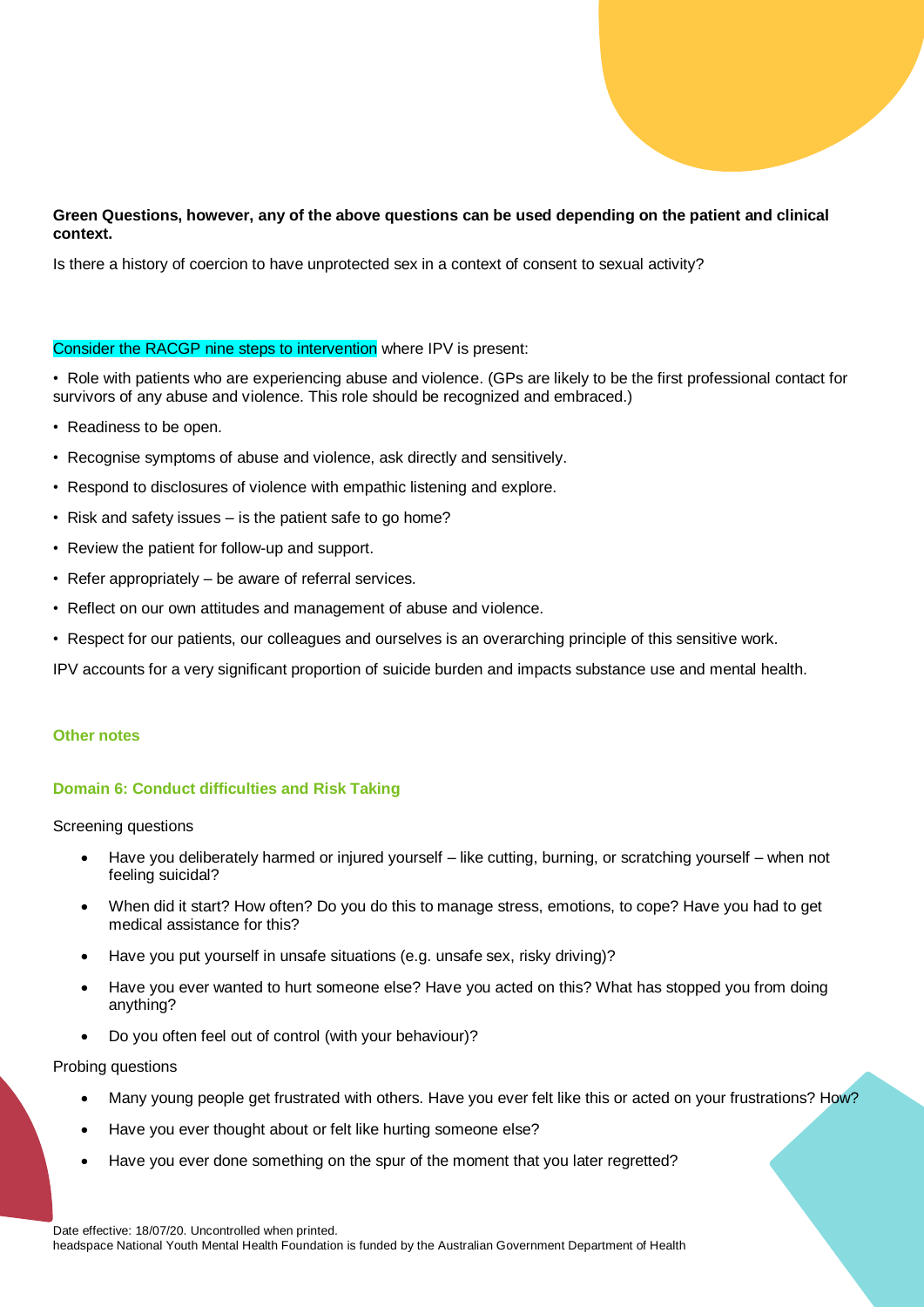**Green Questions, however, any of the above questions can be used depending on the patient and clinical context.**

Is there a history of coercion to have unprotected sex in a context of consent to sexual activity?

Consider the RACGP nine steps to intervention where IPV is present:

- Role with patients who are experiencing abuse and violence. (GPs are likely to be the first professional contact for survivors of any abuse and violence. This role should be recognized and embraced.)
- Readiness to be open.
- Recognise symptoms of abuse and violence, ask directly and sensitively.
- Respond to disclosures of violence with empathic listening and explore.
- Risk and safety issues – is the patient safe to go home?
- Review the patient for follow-up and support.
- Refer appropriately – be aware of referral services.
- Reflect on our own attitudes and management of abuse and violence.
- Respect for our patients, our colleagues and ourselves is an overarching principle of this sensitive work.

IPV accounts for a very significant proportion of suicide burden and impacts substance use and mental health.

### Other notes

### Domain 6: Conduct difficulties and Risk Taking

Screening questions

- Have you deliberately harmed or injured yourself – like cutting, burning, or scratching yourself – when not feeling suicidal?
- When did it start? How often? Do you do this to manage stress, emotions, to cope? Have you had to get medical assistance for this?
- Have you put yourself in unsafe situations (e.g. unsafe sex, risky driving)?
- Have you ever wanted to hurt someone else? Have you acted on this? What has stopped you from doing anything?
- Do you often feel out of control (with your behaviour)?

Probing questions

- Many young people get frustrated with others. Have you ever felt like this or acted on your frustrations? How?
- Have you ever thought about or felt like hurting someone else?
- Have you ever done something on the spur of the moment that you later regretted?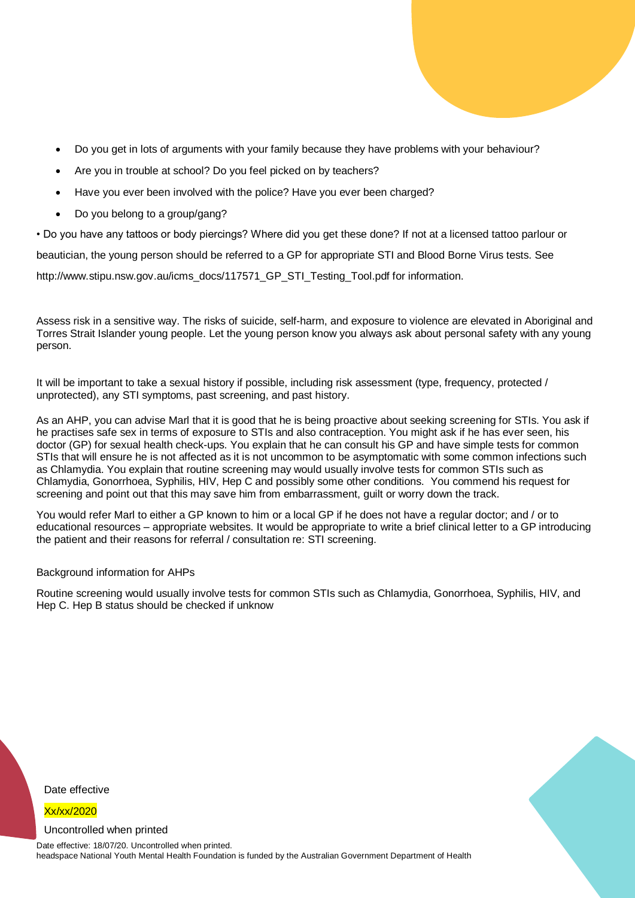- Do you get in lots of arguments with your family because they have problems with your behaviour?
- Are you in trouble at school? Do you feel picked on by teachers?
- Have you ever been involved with the police? Have you ever been charged?
- Do you belong to a group/gang?

• Do you have any tattoos or body piercings? Where did you get these done? If not at a licensed tattoo parlour or beautician, the young person should be referred to a GP for appropriate STI and Blood Borne Virus tests. See http://www.stipu.nsw.gov.au/icms_docs/117571_GP_STI_Testing_Tool.pdf for information.

Assess risk in a sensitive way. The risks of suicide, self-harm, and exposure to violence are elevated in Aboriginal and Torres Strait Islander young people. Let the young person know you always ask about personal safety with any young person.

It will be important to take a sexual history if possible, including risk assessment (type, frequency, protected / unprotected), any STI symptoms, past screening, and past history.

As an AHP, you can advise Marl that it is good that he is being proactive about seeking screening for STIs. You ask if he practises safe sex in terms of exposure to STIs and also contraception. You might ask if he has ever seen, his doctor (GP) for sexual health check-ups. You explain that he can consult his GP and have simple tests for common STIs that will ensure he is not affected as it is not uncommon to be asymptomatic with some common infections such as Chlamydia. You explain that routine screening may would usually involve tests for common STIs such as Chlamydia, Gonorrhoea, Syphilis, HIV, Hep C and possibly some other conditions. You commend his request for screening and point out that this may save him from embarrassment, guilt or worry down the track.

You would refer Marl to either a GP known to him or a local GP if he does not have a regular doctor; and / or to educational resources – appropriate websites. It would be appropriate to write a brief clinical letter to a GP introducing the patient and their reasons for referral / consultation re: STI screening.

Background information for AHPs

Routine screening would usually involve tests for common STIs such as Chlamydia, Gonorrhoea, Syphilis, HIV, and Hep C. Hep B status should be checked if unknow

Date effective

Xx/xx/2020

Uncontrolled when printed